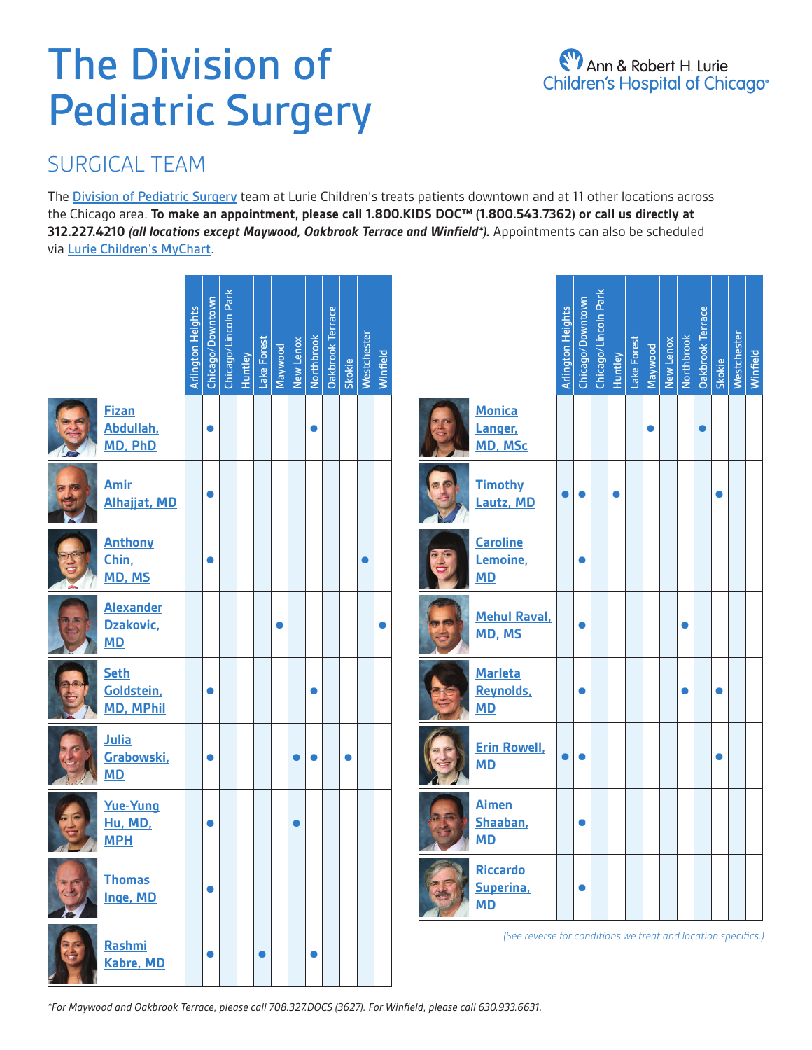# The Division of Pediatric Surgery

Ann & Robert H. Lurie Children's Hospital of Chicago

## SURGICAL TEAM

The Division of Pediatric Surgery team at Lurie Children's treats patients downtown and at 11 other locations across the Chicago area. **To make an appointment, please call 1.800.KIDS DOC™ (1.800.543.7362) or call us directly at 312.227.4210** ***(all locations except Maywood, Oakbrook Terrace and Winfield\*).*** Appointments can also be scheduled via Lurie Children's MyChart.

| Surgeon | Arlington Heights | Chicago/Downtown | Chicago/Lincoln Park | Huntley | Lake Forest | Maywood | New Lenox | Northbrook | Oakbrook Terrace | Skokie | Westchester | Winfield |
|---|---|---|---|---|---|---|---|---|---|---|---|---|
| Fizan Abdullah, MD, PhD | | ● | | | | | | ● | | | | |
| Amir Alhajjat, MD | | ● | | | | | | | | | | |
| Anthony Chin, MD, MS | | ● | | | | | | | | | ● | |
| Alexander Dzakovic, MD | | | | | | ● | | | | | | ● |
| Seth Goldstein, MD, MPhil | | ● | | | | | | ● | | | | |
| Julia Grabowski, MD | | ● | | | | | ● | ● | | ● | | |
| Yue-Yung Hu, MD, MPH | | ● | | | | | ● | | | | | |
| Thomas Inge, MD | | ● | | | | | | | | | | |
| Rashmi Kabre, MD | | ● | | | ● | | | ● | | | | |
| Monica Langer, MD, MSc | | | | | | ● | | | ● | | | |
| Timothy Lautz, MD | ● | ● | | ● | | | | | | ● | | |
| Caroline Lemoine, MD | | ● | | | | | | | | | | |
| Mehul Raval, MD, MS | | ● | | | | | | ● | | | | |
| Marleta Reynolds, MD | | ● | | | | | | ● | | ● | | |
| Erin Rowell, MD | ● | ● | | | | | | | | ● | | |
| Aimen Shaaban, MD | | ● | | | | | | | | | | |
| Riccardo Superina, MD | | ● | | | | | | | | | | |

*(See reverse for conditions we treat and location specifics.)*

*\*For Maywood and Oakbrook Terrace, please call 708.327.DOCS (3627). For Winfield, please call 630.933.6631.*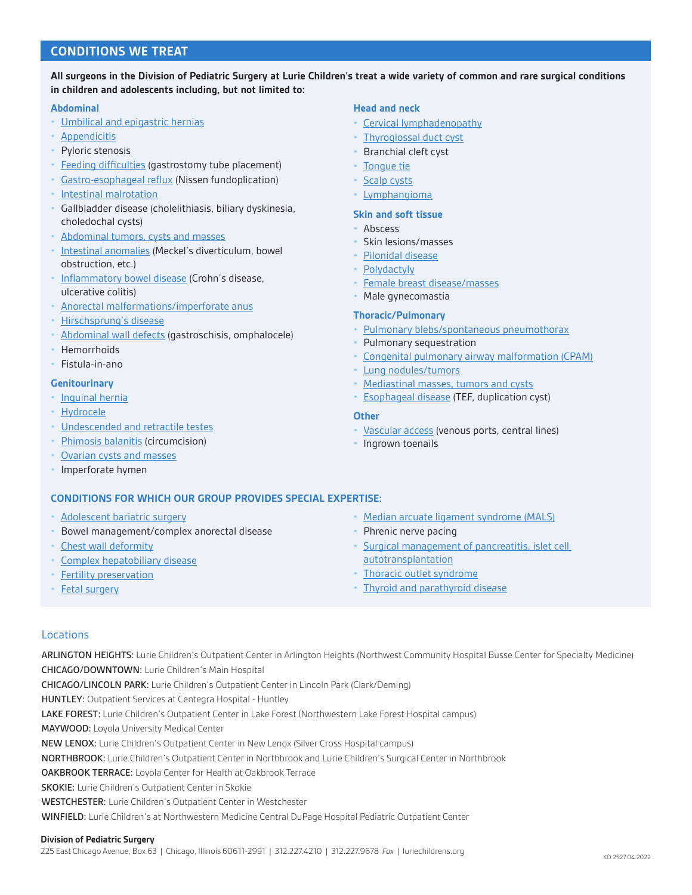## CONDITIONS WE TREAT

**All surgeons in the Division of Pediatric Surgery at Lurie Children's treat a wide variety of common and rare surgical conditions in children and adolescents including, but not limited to:**

### Abdominal

- Umbilical and epigastric hernias
- Appendicitis
- Pyloric stenosis
- Feeding difficulties (gastrostomy tube placement)
- Gastro-esophageal reflux (Nissen fundoplication)
- Intestinal malrotation
- Gallbladder disease (cholelithiasis, biliary dyskinesia, choledochal cysts)
- Abdominal tumors, cysts and masses
- Intestinal anomalies (Meckel's diverticulum, bowel obstruction, etc.)
- Inflammatory bowel disease (Crohn's disease, ulcerative colitis)
- Anorectal malformations/imperforate anus
- Hirschsprung's disease
- Abdominal wall defects (gastroschisis, omphalocele)
- Hemorrhoids
- Fistula-in-ano

### Genitourinary

- Inguinal hernia
- Hydrocele
- Undescended and retractile testes
- Phimosis balanitis (circumcision)
- Ovarian cysts and masses
- Imperforate hymen

### Head and neck

- Cervical lymphadenopathy
- Thyroglossal duct cyst
- Branchial cleft cyst
- Tongue tie
- Scalp cysts
- Lymphangioma

### Skin and soft tissue

- Abscess
- Skin lesions/masses
- Pilonidal disease
- Polydactyly
- Female breast disease/masses
- Male gynecomastia

### Thoracic/Pulmonary

- Pulmonary blebs/spontaneous pneumothorax
- Pulmonary sequestration
- Congenital pulmonary airway malformation (CPAM)
- Lung nodules/tumors
- Mediastinal masses, tumors and cysts
- Esophageal disease (TEF, duplication cyst)

### Other

- Vascular access (venous ports, central lines)
- Ingrown toenails

## CONDITIONS FOR WHICH OUR GROUP PROVIDES SPECIAL EXPERTISE:

- Adolescent bariatric surgery
- Bowel management/complex anorectal disease
- Chest wall deformity
- Complex hepatobiliary disease
- Fertility preservation
- Fetal surgery
- Median arcuate ligament syndrome (MALS)
- Phrenic nerve pacing
- Surgical management of pancreatitis, islet cell autotransplantation
- Thoracic outlet syndrome
- Thyroid and parathyroid disease

## Locations

**ARLINGTON HEIGHTS:** Lurie Children's Outpatient Center in Arlington Heights (Northwest Community Hospital Busse Center for Specialty Medicine)
**CHICAGO/DOWNTOWN:** Lurie Children's Main Hospital
**CHICAGO/LINCOLN PARK:** Lurie Children's Outpatient Center in Lincoln Park (Clark/Deming)
**HUNTLEY:** Outpatient Services at Centegra Hospital - Huntley
**LAKE FOREST:** Lurie Children's Outpatient Center in Lake Forest (Northwestern Lake Forest Hospital campus)
**MAYWOOD:** Loyola University Medical Center
**NEW LENOX:** Lurie Children's Outpatient Center in New Lenox (Silver Cross Hospital campus)
**NORTHBROOK:** Lurie Children's Outpatient Center in Northbrook and Lurie Children's Surgical Center in Northbrook
**OAKBROOK TERRACE:** Loyola Center for Health at Oakbrook Terrace
**SKOKIE:** Lurie Children's Outpatient Center in Skokie
**WESTCHESTER:** Lurie Children's Outpatient Center in Westchester
**WINFIELD:** Lurie Children's at Northwestern Medicine Central DuPage Hospital Pediatric Outpatient Center

**Division of Pediatric Surgery**
225 East Chicago Avenue, Box 63 | Chicago, Illinois 60611-2991 | 312.227.4210 | 312.227.9678 *Fax* | luriechildrens.org

KD.2527.04.2022